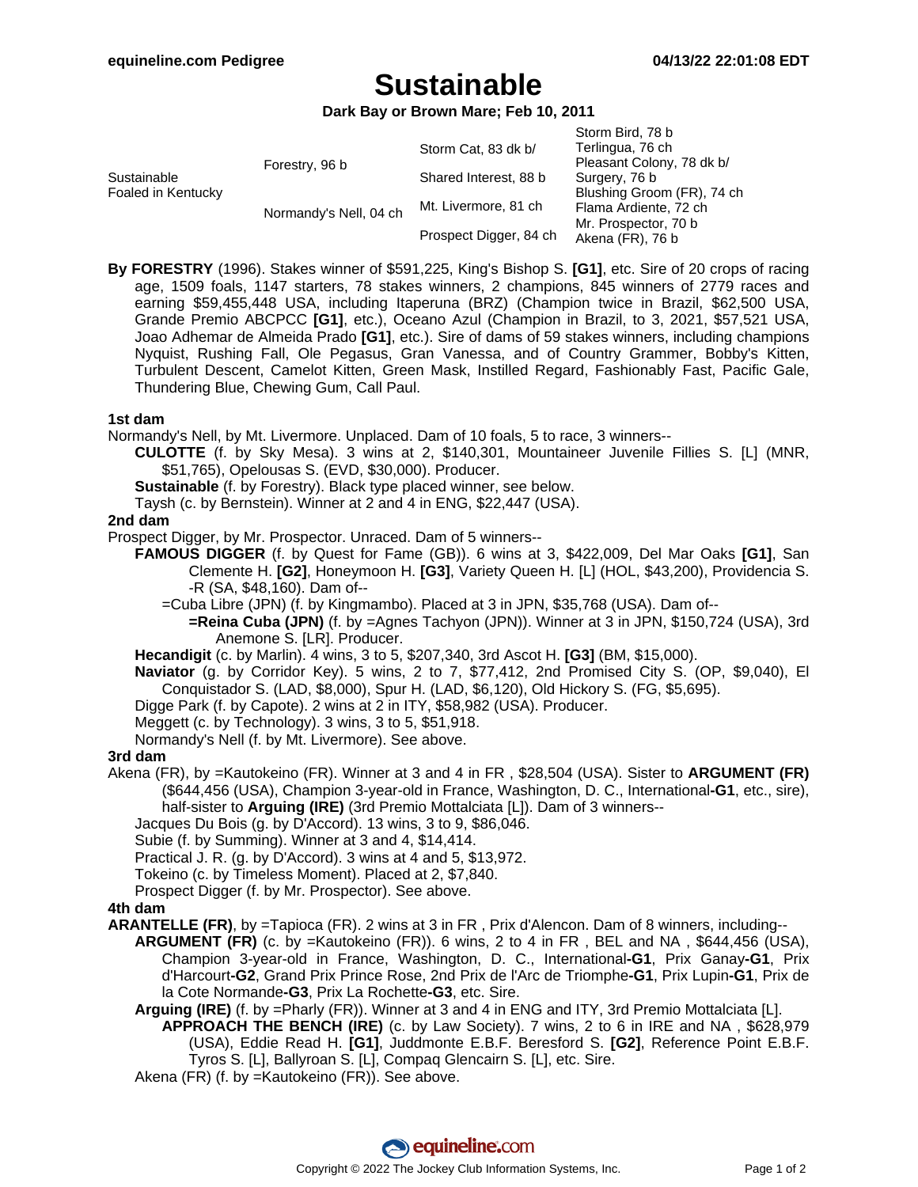# Sustainable

**Dark Bay or Brown Mare; Feb 10, 2011**

| | | | |
|---|---|---|---|
| Sustainable Foaled in Kentucky | Forestry, 96 b | Storm Cat, 83 dk b/ | Storm Bird, 78 b |
| | | | Terlingua, 76 ch |
| | | Shared Interest, 88 b | Pleasant Colony, 78 dk b/ |
| | | | Surgery, 76 b |
| | Normandy's Nell, 04 ch | Mt. Livermore, 81 ch | Blushing Groom (FR), 74 ch |
| | | | Flama Ardiente, 72 ch |
| | | Prospect Digger, 84 ch | Mr. Prospector, 70 b |
| | | | Akena (FR), 76 b |

**By FORESTRY** (1996). Stakes winner of $591,225, King's Bishop S. **[G1]**, etc. Sire of 20 crops of racing age, 1509 foals, 1147 starters, 78 stakes winners, 2 champions, 845 winners of 2779 races and earning $59,455,448 USA, including Itaperuna (BRZ) (Champion twice in Brazil, $62,500 USA, Grande Premio ABCPCC **[G1]**, etc.), Oceano Azul (Champion in Brazil, to 3, 2021, $57,521 USA, Joao Adhemar de Almeida Prado **[G1]**, etc.). Sire of dams of 59 stakes winners, including champions Nyquist, Rushing Fall, Ole Pegasus, Gran Vanessa, and of Country Grammer, Bobby's Kitten, Turbulent Descent, Camelot Kitten, Green Mask, Instilled Regard, Fashionably Fast, Pacific Gale, Thundering Blue, Chewing Gum, Call Paul.

### 1st dam

Normandy's Nell, by Mt. Livermore. Unplaced. Dam of 10 foals, 5 to race, 3 winners--

- **CULOTTE** (f. by Sky Mesa). 3 wins at 2, $140,301, Mountaineer Juvenile Fillies S. [L] (MNR, $51,765), Opelousas S. (EVD, $30,000). Producer.
- **Sustainable** (f. by Forestry). Black type placed winner, see below.
- Taysh (c. by Bernstein). Winner at 2 and 4 in ENG, $22,447 (USA).

### 2nd dam

Prospect Digger, by Mr. Prospector. Unraced. Dam of 5 winners--

- **FAMOUS DIGGER** (f. by Quest for Fame (GB)). 6 wins at 3, $422,009, Del Mar Oaks **[G1]**, San Clemente H. **[G2]**, Honeymoon H. **[G3]**, Variety Queen H. [L] (HOL, $43,200), Providencia S. -R (SA, $48,160). Dam of--
  - =Cuba Libre (JPN) (f. by Kingmambo). Placed at 3 in JPN, $35,768 (USA). Dam of--
    - **=Reina Cuba (JPN)** (f. by =Agnes Tachyon (JPN)). Winner at 3 in JPN, $150,724 (USA), 3rd Anemone S. [LR]. Producer.
- **Hecandigit** (c. by Marlin). 4 wins, 3 to 5, $207,340, 3rd Ascot H. **[G3]** (BM, $15,000).
- **Naviator** (g. by Corridor Key). 5 wins, 2 to 7, $77,412, 2nd Promised City S. (OP, $9,040), El Conquistador S. (LAD, $8,000), Spur H. (LAD, $6,120), Old Hickory S. (FG, $5,695).
- Digge Park (f. by Capote). 2 wins at 2 in ITY, $58,982 (USA). Producer.
- Meggett (c. by Technology). 3 wins, 3 to 5, $51,918.
- Normandy's Nell (f. by Mt. Livermore). See above.

### 3rd dam

Akena (FR), by =Kautokeino (FR). Winner at 3 and 4 in FR , $28,504 (USA). Sister to **ARGUMENT (FR)** ($644,456 (USA), Champion 3-year-old in France, Washington, D. C., International**-G1**, etc., sire), half-sister to **Arguing (IRE)** (3rd Premio Mottalciata [L]). Dam of 3 winners--

- Jacques Du Bois (g. by D'Accord). 13 wins, 3 to 9, $86,046.
- Subie (f. by Summing). Winner at 3 and 4, $14,414.
- Practical J. R. (g. by D'Accord). 3 wins at 4 and 5, $13,972.
- Tokeino (c. by Timeless Moment). Placed at 2, $7,840.
- Prospect Digger (f. by Mr. Prospector). See above.

### 4th dam

**ARANTELLE (FR)**, by =Tapioca (FR). 2 wins at 3 in FR , Prix d'Alencon. Dam of 8 winners, including--

- **ARGUMENT (FR)** (c. by =Kautokeino (FR)). 6 wins, 2 to 4 in FR , BEL and NA , $644,456 (USA), Champion 3-year-old in France, Washington, D. C., International**-G1**, Prix Ganay**-G1**, Prix d'Harcourt**-G2**, Grand Prix Prince Rose, 2nd Prix de l'Arc de Triomphe**-G1**, Prix Lupin**-G1**, Prix de la Cote Normande**-G3**, Prix La Rochette**-G3**, etc. Sire.
- **Arguing (IRE)** (f. by =Pharly (FR)). Winner at 3 and 4 in ENG and ITY, 3rd Premio Mottalciata [L].
  - **APPROACH THE BENCH (IRE)** (c. by Law Society). 7 wins, 2 to 6 in IRE and NA , $628,979 (USA), Eddie Read H. **[G1]**, Juddmonte E.B.F. Beresford S. **[G2]**, Reference Point E.B.F. Tyros S. [L], Ballyroan S. [L], Compaq Glencairn S. [L], etc. Sire.
- Akena (FR) (f. by =Kautokeino (FR)). See above.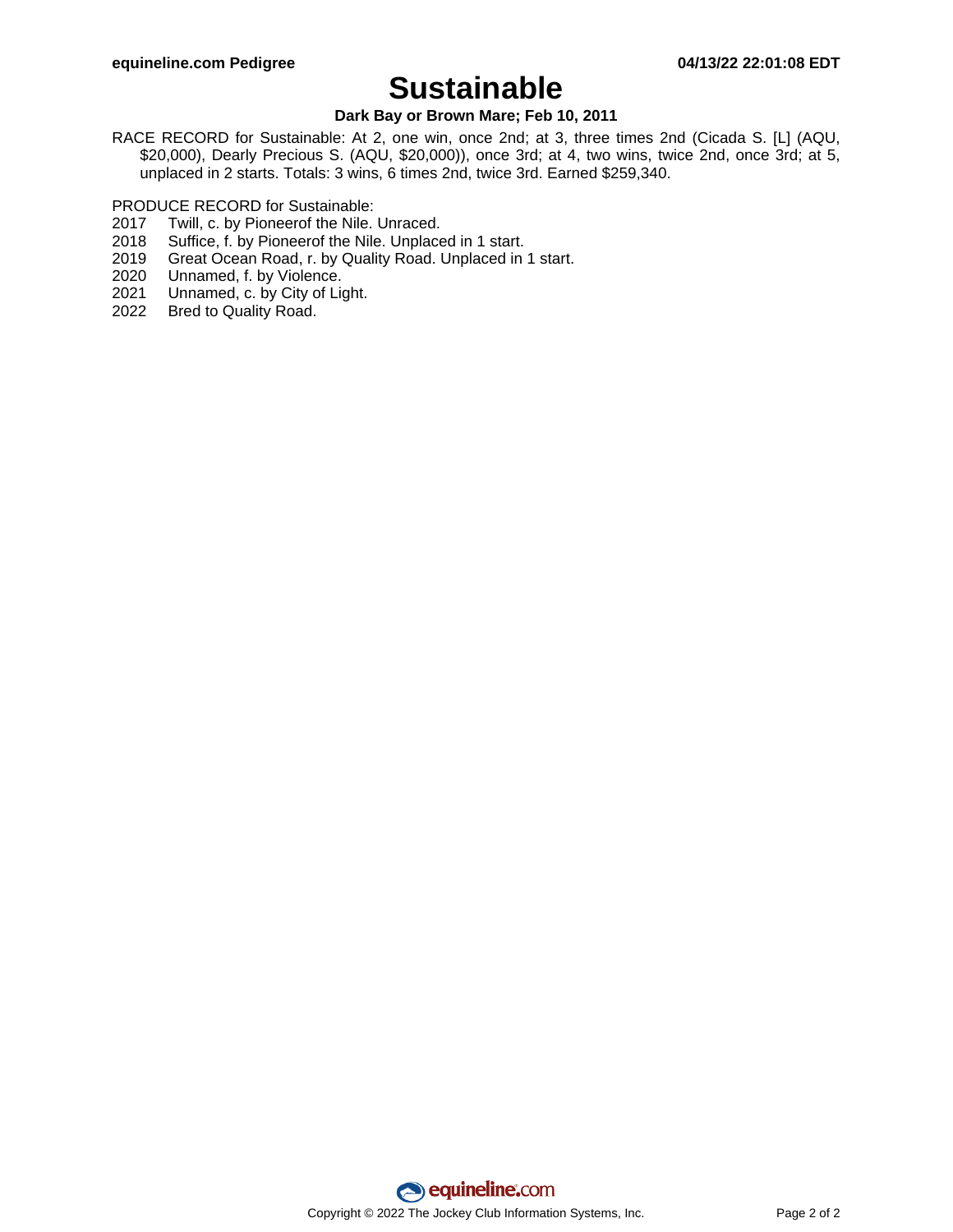# Sustainable

**Dark Bay or Brown Mare; Feb 10, 2011**

RACE RECORD for Sustainable: At 2, one win, once 2nd; at 3, three times 2nd (Cicada S. [L] (AQU, $20,000), Dearly Precious S. (AQU, $20,000)), once 3rd; at 4, two wins, twice 2nd, once 3rd; at 5, unplaced in 2 starts. Totals: 3 wins, 6 times 2nd, twice 3rd. Earned $259,340.

PRODUCE RECORD for Sustainable:

2017 Twill, c. by Pioneerof the Nile. Unraced.
2018 Suffice, f. by Pioneerof the Nile. Unplaced in 1 start.
2019 Great Ocean Road, r. by Quality Road. Unplaced in 1 start.
2020 Unnamed, f. by Violence.
2021 Unnamed, c. by City of Light.
2022 Bred to Quality Road.